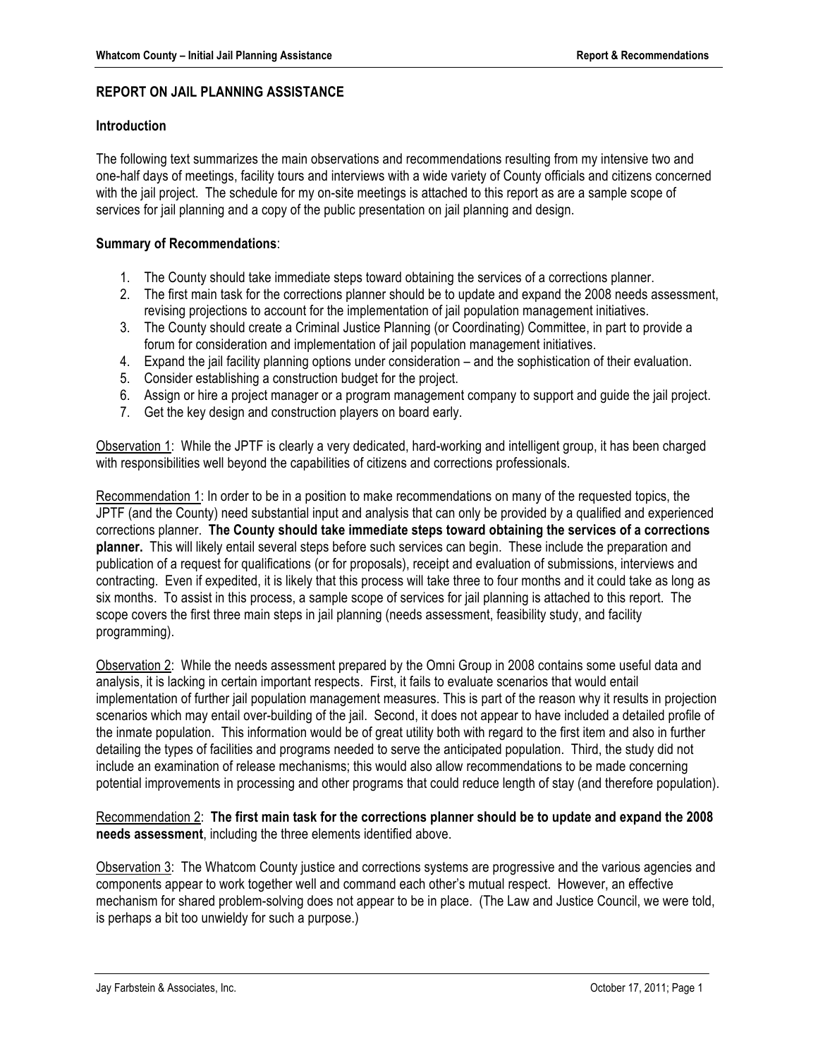## REPORT ON JAIL PLANNING ASSISTANCE

### Introduction

The following text summarizes the main observations and recommendations resulting from my intensive two and one-half days of meetings, facility tours and interviews with a wide variety of County officials and citizens concerned with the jail project. The schedule for my on-site meetings is attached to this report as are a sample scope of services for jail planning and a copy of the public presentation on jail planning and design.

**Summary of Recommendations**:

1. The County should take immediate steps toward obtaining the services of a corrections planner.
2. The first main task for the corrections planner should be to update and expand the 2008 needs assessment, revising projections to account for the implementation of jail population management initiatives.
3. The County should create a Criminal Justice Planning (or Coordinating) Committee, in part to provide a forum for consideration and implementation of jail population management initiatives.
4. Expand the jail facility planning options under consideration – and the sophistication of their evaluation.
5. Consider establishing a construction budget for the project.
6. Assign or hire a project manager or a program management company to support and guide the jail project.
7. Get the key design and construction players on board early.

<u>Observation 1</u>: While the JPTF is clearly a very dedicated, hard-working and intelligent group, it has been charged with responsibilities well beyond the capabilities of citizens and corrections professionals.

<u>Recommendation 1</u>: In order to be in a position to make recommendations on many of the requested topics, the JPTF (and the County) need substantial input and analysis that can only be provided by a qualified and experienced corrections planner. **The County should take immediate steps toward obtaining the services of a corrections planner.** This will likely entail several steps before such services can begin. These include the preparation and publication of a request for qualifications (or for proposals), receipt and evaluation of submissions, interviews and contracting. Even if expedited, it is likely that this process will take three to four months and it could take as long as six months. To assist in this process, a sample scope of services for jail planning is attached to this report. The scope covers the first three main steps in jail planning (needs assessment, feasibility study, and facility programming).

<u>Observation 2</u>: While the needs assessment prepared by the Omni Group in 2008 contains some useful data and analysis, it is lacking in certain important respects. First, it fails to evaluate scenarios that would entail implementation of further jail population management measures. This is part of the reason why it results in projection scenarios which may entail over-building of the jail. Second, it does not appear to have included a detailed profile of the inmate population. This information would be of great utility both with regard to the first item and also in further detailing the types of facilities and programs needed to serve the anticipated population. Third, the study did not include an examination of release mechanisms; this would also allow recommendations to be made concerning potential improvements in processing and other programs that could reduce length of stay (and therefore population).

<u>Recommendation 2</u>: **The first main task for the corrections planner should be to update and expand the 2008 needs assessment**, including the three elements identified above.

<u>Observation 3</u>: The Whatcom County justice and corrections systems are progressive and the various agencies and components appear to work together well and command each other's mutual respect. However, an effective mechanism for shared problem-solving does not appear to be in place. (The Law and Justice Council, we were told, is perhaps a bit too unwieldy for such a purpose.)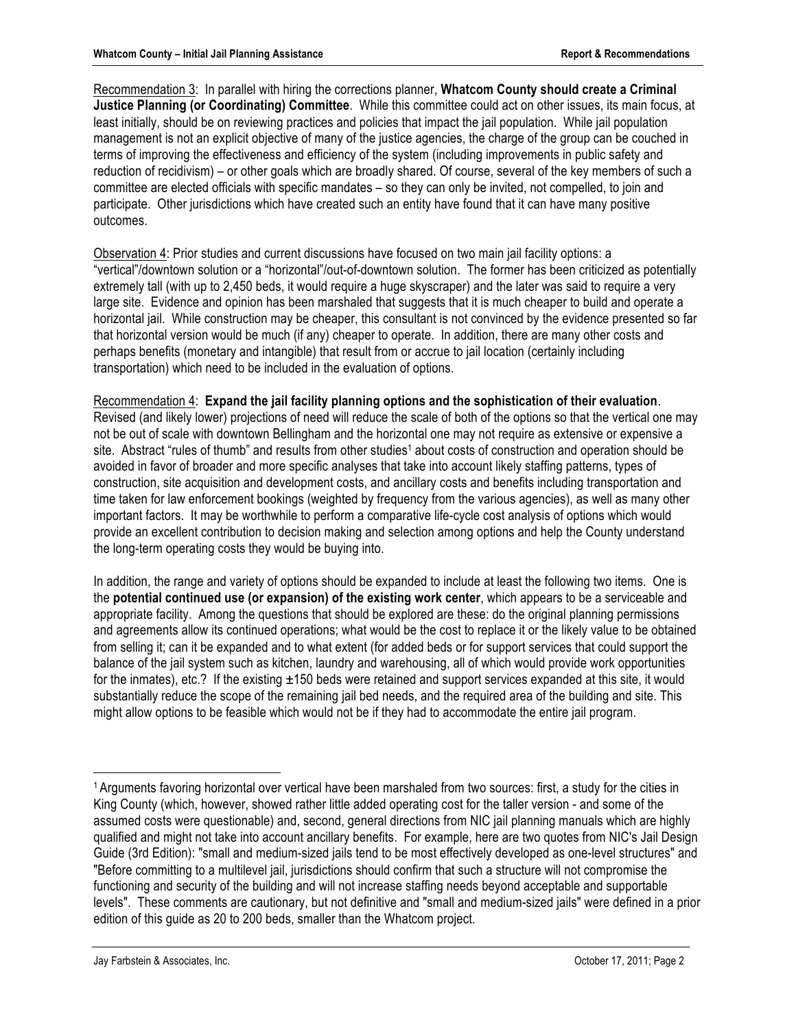Recommendation 3: In parallel with hiring the corrections planner, **Whatcom County should create a Criminal Justice Planning (or Coordinating) Committee**. While this committee could act on other issues, its main focus, at least initially, should be on reviewing practices and policies that impact the jail population. While jail population management is not an explicit objective of many of the justice agencies, the charge of the group can be couched in terms of improving the effectiveness and efficiency of the system (including improvements in public safety and reduction of recidivism) – or other goals which are broadly shared. Of course, several of the key members of such a committee are elected officials with specific mandates – so they can only be invited, not compelled, to join and participate. Other jurisdictions which have created such an entity have found that it can have many positive outcomes.

Observation 4: Prior studies and current discussions have focused on two main jail facility options: a "vertical"/downtown solution or a "horizontal"/out-of-downtown solution. The former has been criticized as potentially extremely tall (with up to 2,450 beds, it would require a huge skyscraper) and the later was said to require a very large site. Evidence and opinion has been marshaled that suggests that it is much cheaper to build and operate a horizontal jail. While construction may be cheaper, this consultant is not convinced by the evidence presented so far that horizontal version would be much (if any) cheaper to operate. In addition, there are many other costs and perhaps benefits (monetary and intangible) that result from or accrue to jail location (certainly including transportation) which need to be included in the evaluation of options.

Recommendation 4: **Expand the jail facility planning options and the sophistication of their evaluation**. Revised (and likely lower) projections of need will reduce the scale of both of the options so that the vertical one may not be out of scale with downtown Bellingham and the horizontal one may not require as extensive or expensive a site. Abstract "rules of thumb" and results from other studies[1] about costs of construction and operation should be avoided in favor of broader and more specific analyses that take into account likely staffing patterns, types of construction, site acquisition and development costs, and ancillary costs and benefits including transportation and time taken for law enforcement bookings (weighted by frequency from the various agencies), as well as many other important factors. It may be worthwhile to perform a comparative life-cycle cost analysis of options which would provide an excellent contribution to decision making and selection among options and help the County understand the long-term operating costs they would be buying into.

In addition, the range and variety of options should be expanded to include at least the following two items. One is the **potential continued use (or expansion) of the existing work center**, which appears to be a serviceable and appropriate facility. Among the questions that should be explored are these: do the original planning permissions and agreements allow its continued operations; what would be the cost to replace it or the likely value to be obtained from selling it; can it be expanded and to what extent (for added beds or for support services that could support the balance of the jail system such as kitchen, laundry and warehousing, all of which would provide work opportunities for the inmates), etc.? If the existing ±150 beds were retained and support services expanded at this site, it would substantially reduce the scope of the remaining jail bed needs, and the required area of the building and site. This might allow options to be feasible which would not be if they had to accommodate the entire jail program.

---

[1] Arguments favoring horizontal over vertical have been marshaled from two sources: first, a study for the cities in King County (which, however, showed rather little added operating cost for the taller version - and some of the assumed costs were questionable) and, second, general directions from NIC jail planning manuals which are highly qualified and might not take into account ancillary benefits. For example, here are two quotes from NIC's Jail Design Guide (3rd Edition): "small and medium-sized jails tend to be most effectively developed as one-level structures" and "Before committing to a multilevel jail, jurisdictions should confirm that such a structure will not compromise the functioning and security of the building and will not increase staffing needs beyond acceptable and supportable levels". These comments are cautionary, but not definitive and "small and medium-sized jails" were defined in a prior edition of this guide as 20 to 200 beds, smaller than the Whatcom project.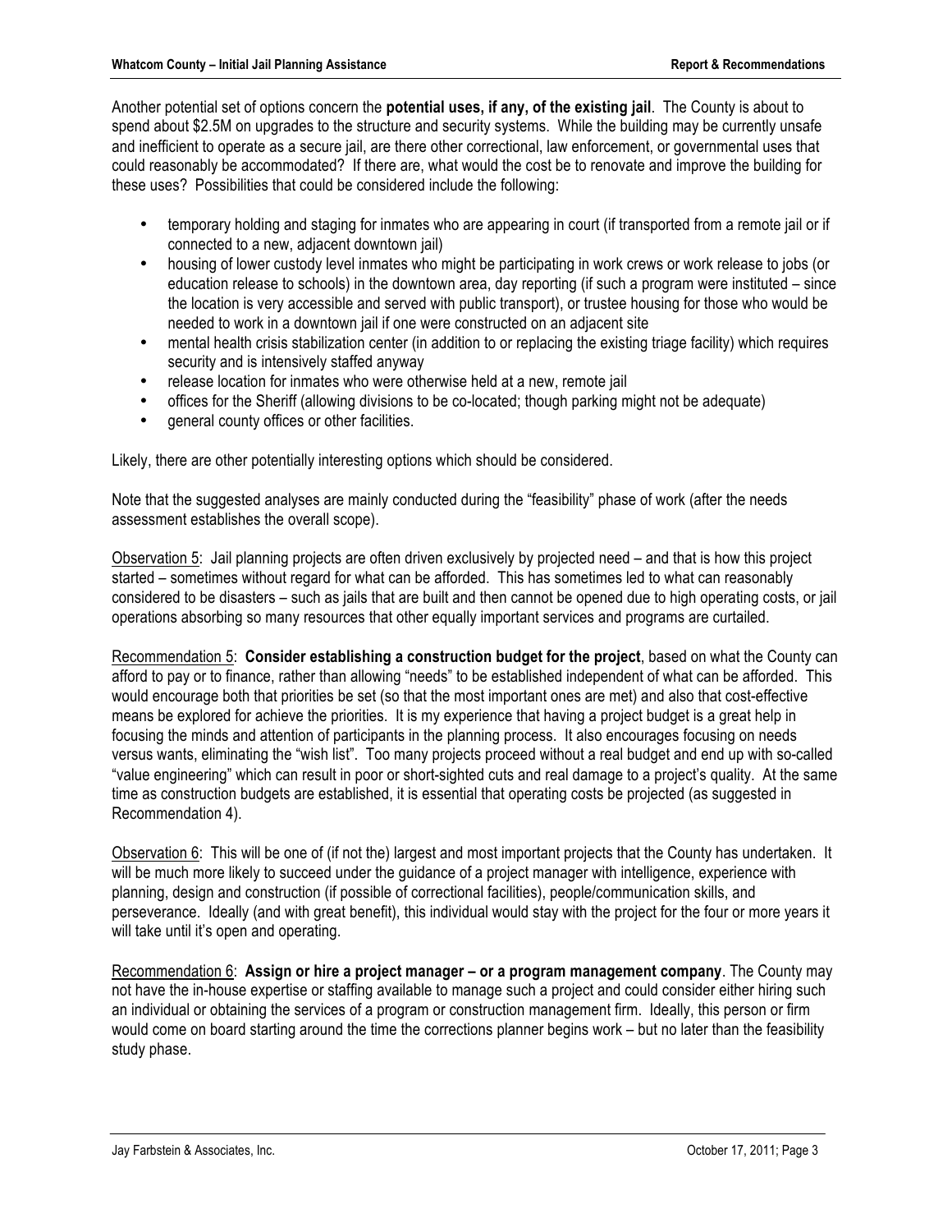Another potential set of options concern the **potential uses, if any, of the existing jail**. The County is about to spend about $2.5M on upgrades to the structure and security systems. While the building may be currently unsafe and inefficient to operate as a secure jail, are there other correctional, law enforcement, or governmental uses that could reasonably be accommodated? If there are, what would the cost be to renovate and improve the building for these uses? Possibilities that could be considered include the following:

- temporary holding and staging for inmates who are appearing in court (if transported from a remote jail or if connected to a new, adjacent downtown jail)
- housing of lower custody level inmates who might be participating in work crews or work release to jobs (or education release to schools) in the downtown area, day reporting (if such a program were instituted – since the location is very accessible and served with public transport), or trustee housing for those who would be needed to work in a downtown jail if one were constructed on an adjacent site
- mental health crisis stabilization center (in addition to or replacing the existing triage facility) which requires security and is intensively staffed anyway
- release location for inmates who were otherwise held at a new, remote jail
- offices for the Sheriff (allowing divisions to be co-located; though parking might not be adequate)
- general county offices or other facilities.

Likely, there are other potentially interesting options which should be considered.

Note that the suggested analyses are mainly conducted during the "feasibility" phase of work (after the needs assessment establishes the overall scope).

Observation 5: Jail planning projects are often driven exclusively by projected need – and that is how this project started – sometimes without regard for what can be afforded. This has sometimes led to what can reasonably considered to be disasters – such as jails that are built and then cannot be opened due to high operating costs, or jail operations absorbing so many resources that other equally important services and programs are curtailed.

Recommendation 5: **Consider establishing a construction budget for the project**, based on what the County can afford to pay or to finance, rather than allowing "needs" to be established independent of what can be afforded. This would encourage both that priorities be set (so that the most important ones are met) and also that cost-effective means be explored for achieve the priorities. It is my experience that having a project budget is a great help in focusing the minds and attention of participants in the planning process. It also encourages focusing on needs versus wants, eliminating the "wish list". Too many projects proceed without a real budget and end up with so-called "value engineering" which can result in poor or short-sighted cuts and real damage to a project's quality. At the same time as construction budgets are established, it is essential that operating costs be projected (as suggested in Recommendation 4).

Observation 6: This will be one of (if not the) largest and most important projects that the County has undertaken. It will be much more likely to succeed under the guidance of a project manager with intelligence, experience with planning, design and construction (if possible of correctional facilities), people/communication skills, and perseverance. Ideally (and with great benefit), this individual would stay with the project for the four or more years it will take until it's open and operating.

Recommendation 6: **Assign or hire a project manager – or a program management company**. The County may not have the in-house expertise or staffing available to manage such a project and could consider either hiring such an individual or obtaining the services of a program or construction management firm. Ideally, this person or firm would come on board starting around the time the corrections planner begins work – but no later than the feasibility study phase.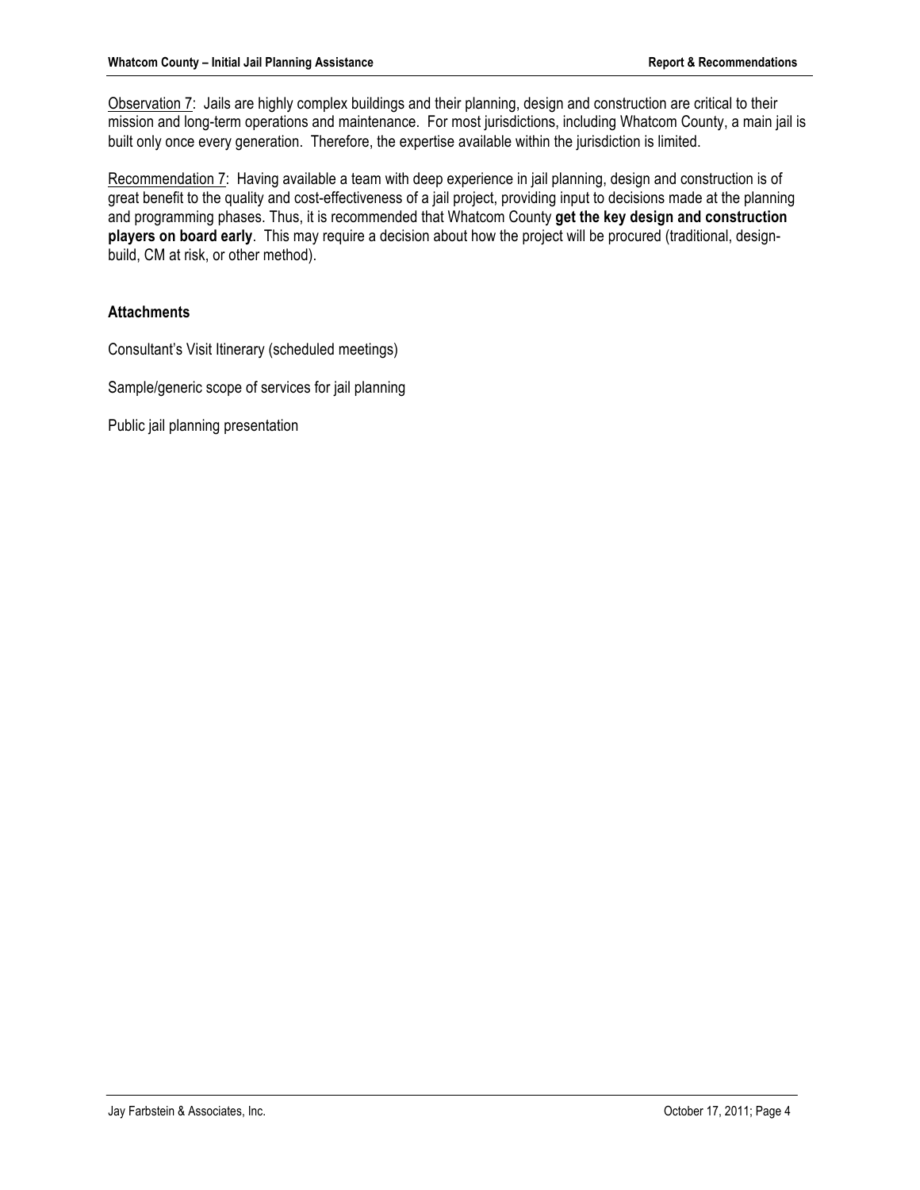Observation 7: Jails are highly complex buildings and their planning, design and construction are critical to their mission and long-term operations and maintenance. For most jurisdictions, including Whatcom County, a main jail is built only once every generation. Therefore, the expertise available within the jurisdiction is limited.

Recommendation 7: Having available a team with deep experience in jail planning, design and construction is of great benefit to the quality and cost-effectiveness of a jail project, providing input to decisions made at the planning and programming phases. Thus, it is recommended that Whatcom County **get the key design and construction players on board early**. This may require a decision about how the project will be procured (traditional, design-build, CM at risk, or other method).

**Attachments**

Consultant's Visit Itinerary (scheduled meetings)

Sample/generic scope of services for jail planning

Public jail planning presentation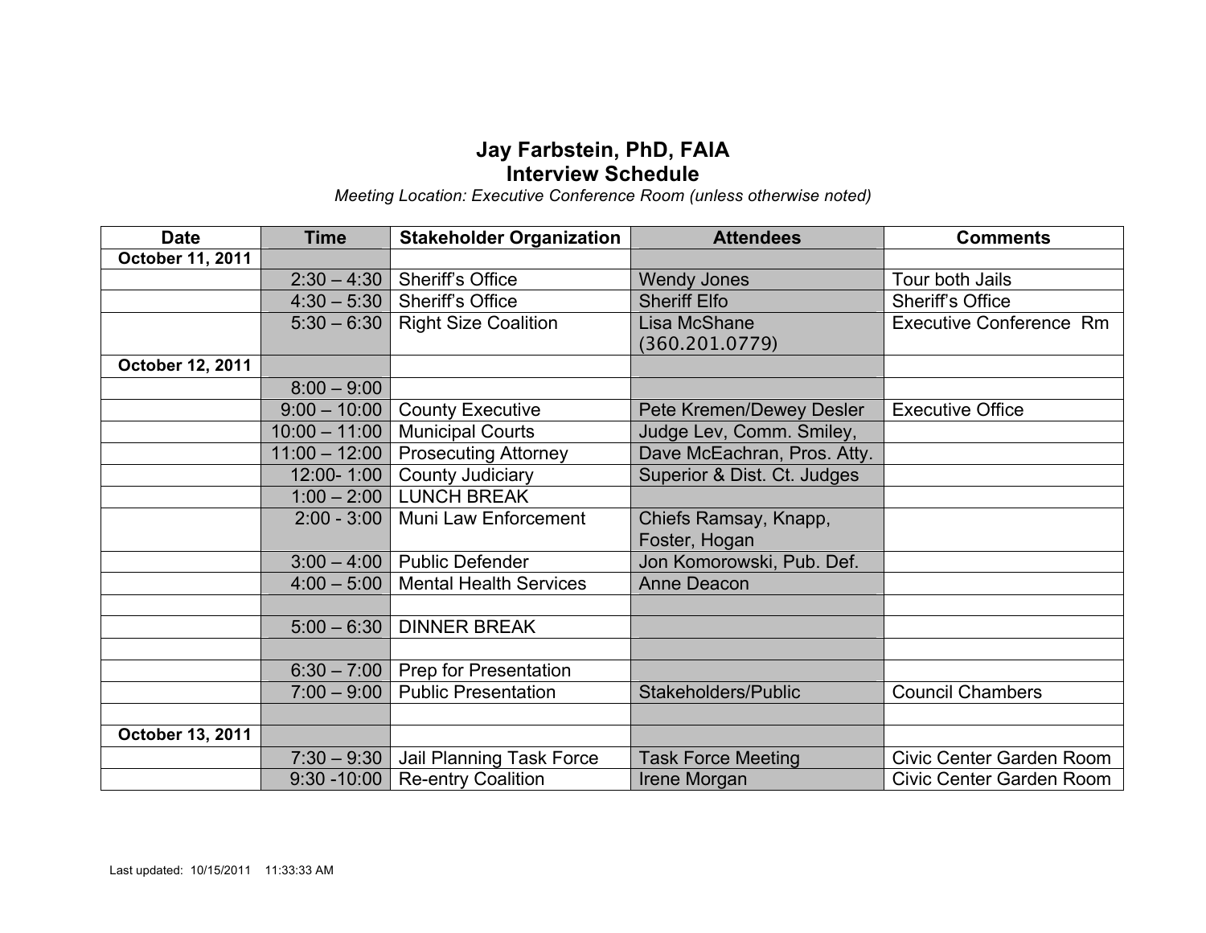# Jay Farbstein, PhD, FAIA
## Interview Schedule

*Meeting Location: Executive Conference Room (unless otherwise noted)*

| Date | Time | Stakeholder Organization | Attendees | Comments |
|---|---|---|---|---|
| **October 11, 2011** | | | | |
| | 2:30 – 4:30 | Sheriff's Office | Wendy Jones | Tour both Jails |
| | 4:30 – 5:30 | Sheriff's Office | Sheriff Elfo | Sheriff's Office |
| | 5:30 – 6:30 | Right Size Coalition | Lisa McShane (360.201.0779) | Executive Conference Rm |
| **October 12, 2011** | | | | |
| | 8:00 – 9:00 | | | |
| | 9:00 – 10:00 | County Executive | Pete Kremen/Dewey Desler | Executive Office |
| | 10:00 – 11:00 | Municipal Courts | Judge Lev, Comm. Smiley, | |
| | 11:00 – 12:00 | Prosecuting Attorney | Dave McEachran, Pros. Atty. | |
| | 12:00- 1:00 | County Judiciary | Superior & Dist. Ct. Judges | |
| | 1:00 – 2:00 | LUNCH BREAK | | |
| | 2:00 - 3:00 | Muni Law Enforcement | Chiefs Ramsay, Knapp, Foster, Hogan | |
| | 3:00 – 4:00 | Public Defender | Jon Komorowski, Pub. Def. | |
| | 4:00 – 5:00 | Mental Health Services | Anne Deacon | |
| | | | | |
| | 5:00 – 6:30 | DINNER BREAK | | |
| | | | | |
| | 6:30 – 7:00 | Prep for Presentation | | |
| | 7:00 – 9:00 | Public Presentation | Stakeholders/Public | Council Chambers |
| | | | | |
| **October 13, 2011** | | | | |
| | 7:30 – 9:30 | Jail Planning Task Force | Task Force Meeting | Civic Center Garden Room |
| | 9:30 -10:00 | Re-entry Coalition | Irene Morgan | Civic Center Garden Room |

Last updated: 10/15/2011 11:33:33 AM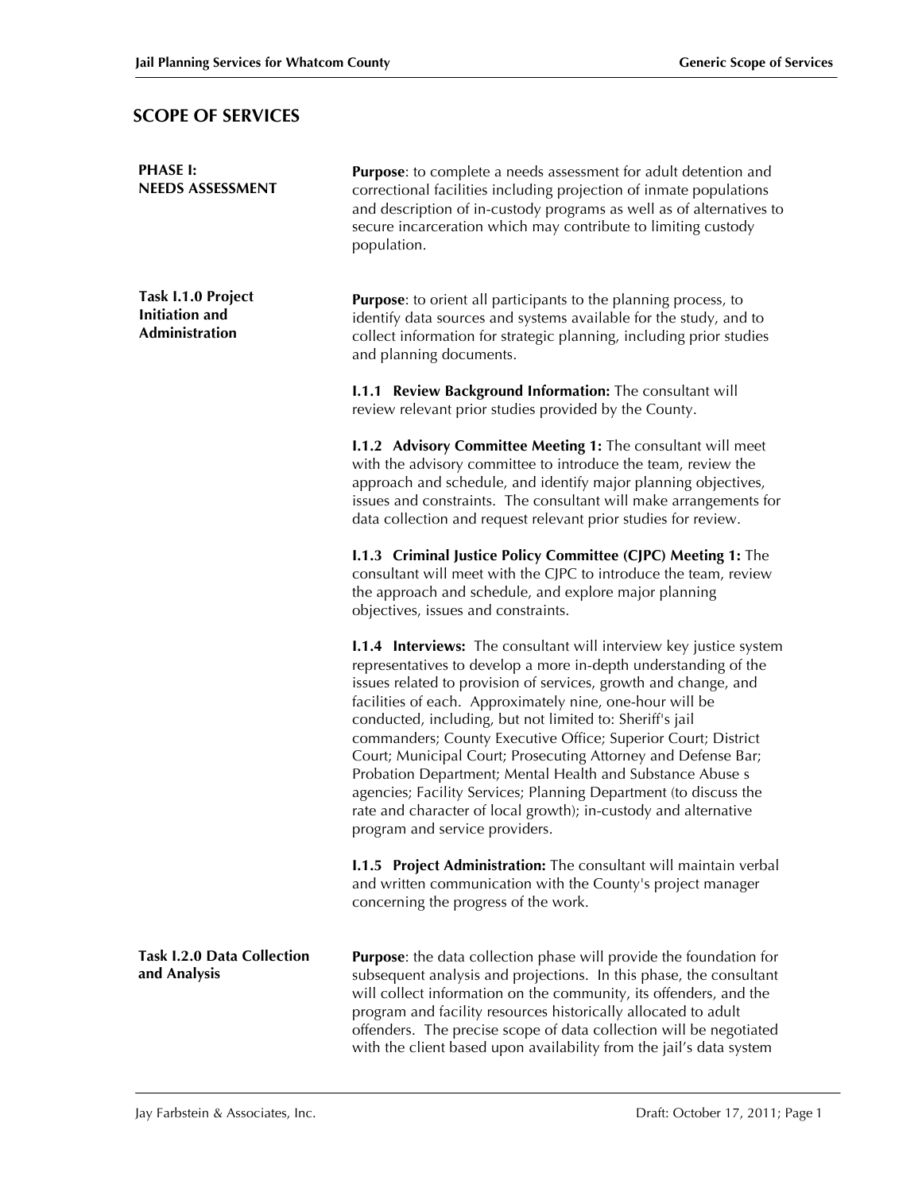## SCOPE OF SERVICES

**PHASE I: NEEDS ASSESSMENT**

**Purpose**: to complete a needs assessment for adult detention and correctional facilities including projection of inmate populations and description of in-custody programs as well as of alternatives to secure incarceration which may contribute to limiting custody population.

**Task I.1.0 Project Initiation and Administration**

**Purpose**: to orient all participants to the planning process, to identify data sources and systems available for the study, and to collect information for strategic planning, including prior studies and planning documents.

**I.1.1 Review Background Information:** The consultant will review relevant prior studies provided by the County.

**I.1.2 Advisory Committee Meeting 1:** The consultant will meet with the advisory committee to introduce the team, review the approach and schedule, and identify major planning objectives, issues and constraints. The consultant will make arrangements for data collection and request relevant prior studies for review.

**I.1.3 Criminal Justice Policy Committee (CJPC) Meeting 1:** The consultant will meet with the CJPC to introduce the team, review the approach and schedule, and explore major planning objectives, issues and constraints.

**I.1.4 Interviews:** The consultant will interview key justice system representatives to develop a more in-depth understanding of the issues related to provision of services, growth and change, and facilities of each. Approximately nine, one-hour will be conducted, including, but not limited to: Sheriff's jail commanders; County Executive Office; Superior Court; District Court; Municipal Court; Prosecuting Attorney and Defense Bar; Probation Department; Mental Health and Substance Abuse s agencies; Facility Services; Planning Department (to discuss the rate and character of local growth); in-custody and alternative program and service providers.

**I.1.5 Project Administration:** The consultant will maintain verbal and written communication with the County's project manager concerning the progress of the work.

**Task I.2.0 Data Collection and Analysis**

**Purpose**: the data collection phase will provide the foundation for subsequent analysis and projections. In this phase, the consultant will collect information on the community, its offenders, and the program and facility resources historically allocated to adult offenders. The precise scope of data collection will be negotiated with the client based upon availability from the jail's data system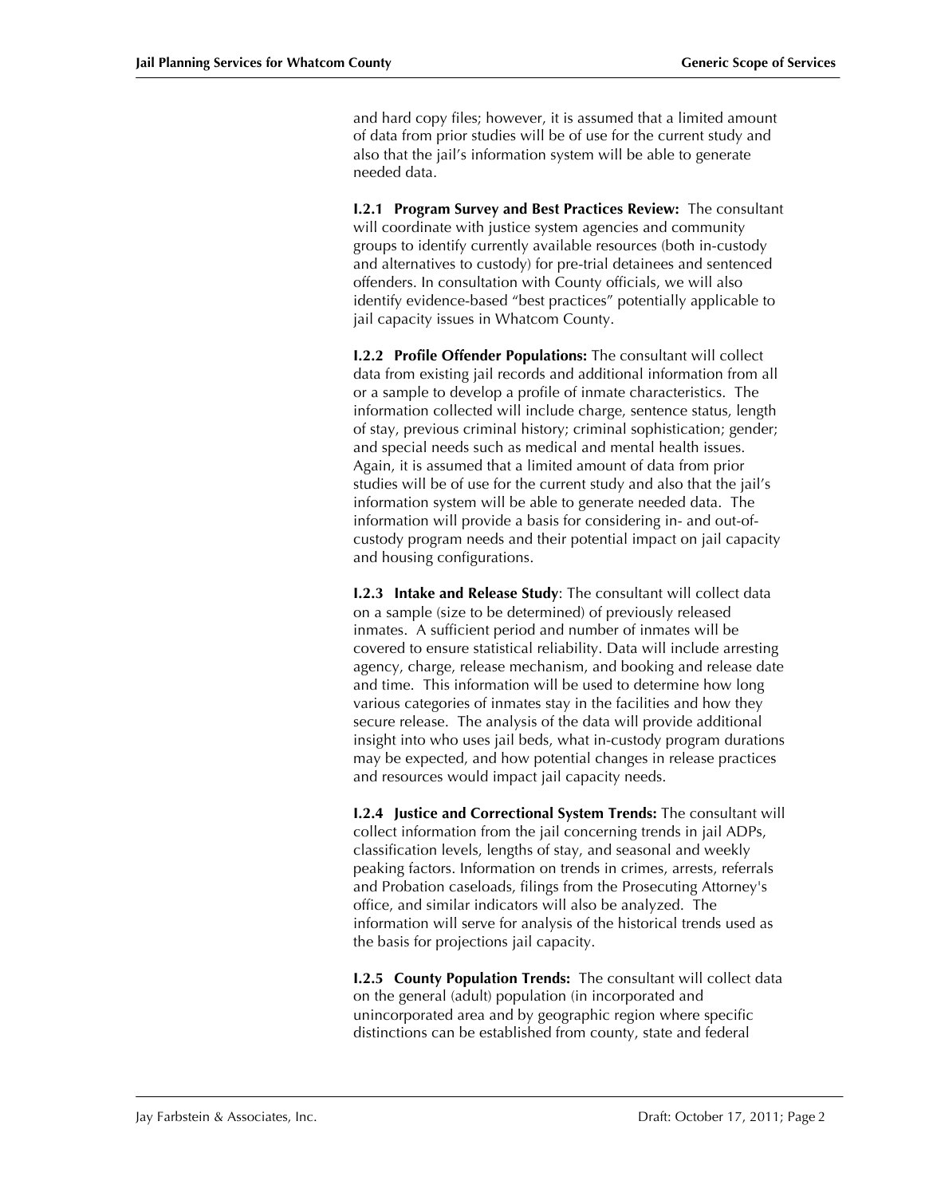and hard copy files; however, it is assumed that a limited amount of data from prior studies will be of use for the current study and also that the jail's information system will be able to generate needed data.

**I.2.1 Program Survey and Best Practices Review:** The consultant will coordinate with justice system agencies and community groups to identify currently available resources (both in-custody and alternatives to custody) for pre-trial detainees and sentenced offenders. In consultation with County officials, we will also identify evidence-based "best practices" potentially applicable to jail capacity issues in Whatcom County.

**I.2.2 Profile Offender Populations:** The consultant will collect data from existing jail records and additional information from all or a sample to develop a profile of inmate characteristics. The information collected will include charge, sentence status, length of stay, previous criminal history; criminal sophistication; gender; and special needs such as medical and mental health issues. Again, it is assumed that a limited amount of data from prior studies will be of use for the current study and also that the jail's information system will be able to generate needed data. The information will provide a basis for considering in- and out-of-custody program needs and their potential impact on jail capacity and housing configurations.

**I.2.3 Intake and Release Study**: The consultant will collect data on a sample (size to be determined) of previously released inmates. A sufficient period and number of inmates will be covered to ensure statistical reliability. Data will include arresting agency, charge, release mechanism, and booking and release date and time. This information will be used to determine how long various categories of inmates stay in the facilities and how they secure release. The analysis of the data will provide additional insight into who uses jail beds, what in-custody program durations may be expected, and how potential changes in release practices and resources would impact jail capacity needs.

**I.2.4 Justice and Correctional System Trends:** The consultant will collect information from the jail concerning trends in jail ADPs, classification levels, lengths of stay, and seasonal and weekly peaking factors. Information on trends in crimes, arrests, referrals and Probation caseloads, filings from the Prosecuting Attorney's office, and similar indicators will also be analyzed. The information will serve for analysis of the historical trends used as the basis for projections jail capacity.

**I.2.5 County Population Trends:** The consultant will collect data on the general (adult) population (in incorporated and unincorporated area and by geographic region where specific distinctions can be established from county, state and federal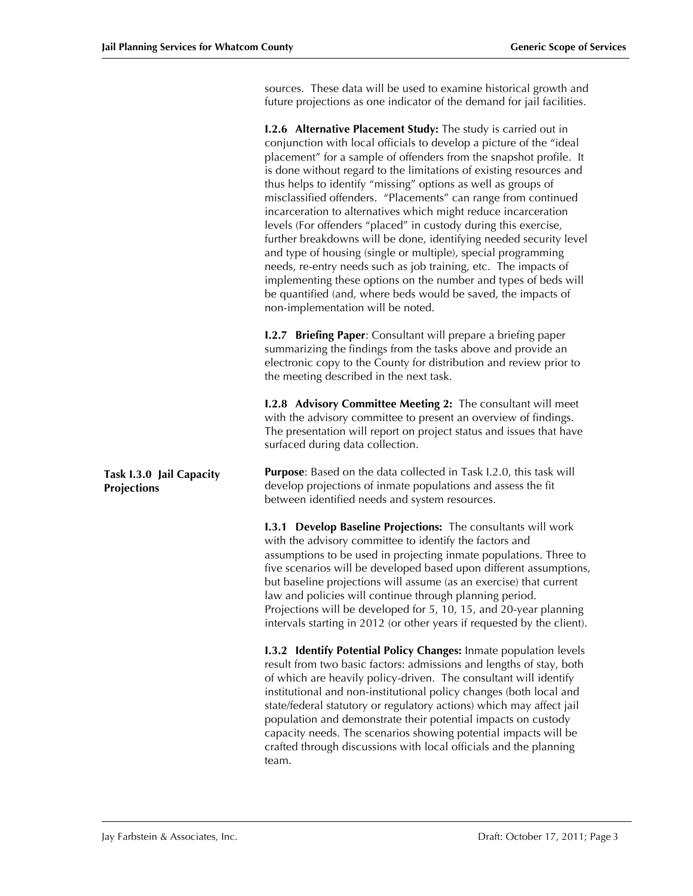sources. These data will be used to examine historical growth and future projections as one indicator of the demand for jail facilities.

**I.2.6 Alternative Placement Study:** The study is carried out in conjunction with local officials to develop a picture of the "ideal placement" for a sample of offenders from the snapshot profile. It is done without regard to the limitations of existing resources and thus helps to identify "missing" options as well as groups of misclassified offenders. "Placements" can range from continued incarceration to alternatives which might reduce incarceration levels (For offenders "placed" in custody during this exercise, further breakdowns will be done, identifying needed security level and type of housing (single or multiple), special programming needs, re-entry needs such as job training, etc. The impacts of implementing these options on the number and types of beds will be quantified (and, where beds would be saved, the impacts of non-implementation will be noted.

**I.2.7 Briefing Paper**: Consultant will prepare a briefing paper summarizing the findings from the tasks above and provide an electronic copy to the County for distribution and review prior to the meeting described in the next task.

**I.2.8 Advisory Committee Meeting 2:** The consultant will meet with the advisory committee to present an overview of findings. The presentation will report on project status and issues that have surfaced during data collection.

## Task I.3.0 Jail Capacity Projections

**Purpose**: Based on the data collected in Task I.2.0, this task will develop projections of inmate populations and assess the fit between identified needs and system resources.

**I.3.1 Develop Baseline Projections:** The consultants will work with the advisory committee to identify the factors and assumptions to be used in projecting inmate populations. Three to five scenarios will be developed based upon different assumptions, but baseline projections will assume (as an exercise) that current law and policies will continue through planning period. Projections will be developed for 5, 10, 15, and 20-year planning intervals starting in 2012 (or other years if requested by the client).

**I.3.2 Identify Potential Policy Changes:** Inmate population levels result from two basic factors: admissions and lengths of stay, both of which are heavily policy-driven. The consultant will identify institutional and non-institutional policy changes (both local and state/federal statutory or regulatory actions) which may affect jail population and demonstrate their potential impacts on custody capacity needs. The scenarios showing potential impacts will be crafted through discussions with local officials and the planning team.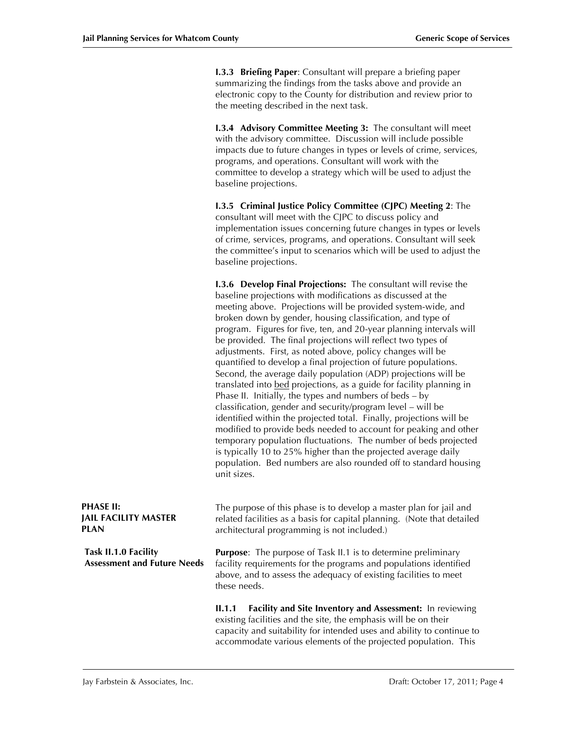**I.3.3 Briefing Paper**: Consultant will prepare a briefing paper summarizing the findings from the tasks above and provide an electronic copy to the County for distribution and review prior to the meeting described in the next task.

**I.3.4 Advisory Committee Meeting 3:** The consultant will meet with the advisory committee. Discussion will include possible impacts due to future changes in types or levels of crime, services, programs, and operations. Consultant will work with the committee to develop a strategy which will be used to adjust the baseline projections.

**I.3.5 Criminal Justice Policy Committee (CJPC) Meeting 2**: The consultant will meet with the CJPC to discuss policy and implementation issues concerning future changes in types or levels of crime, services, programs, and operations. Consultant will seek the committee's input to scenarios which will be used to adjust the baseline projections.

**I.3.6 Develop Final Projections:** The consultant will revise the baseline projections with modifications as discussed at the meeting above. Projections will be provided system-wide, and broken down by gender, housing classification, and type of program. Figures for five, ten, and 20-year planning intervals will be provided. The final projections will reflect two types of adjustments. First, as noted above, policy changes will be quantified to develop a final projection of future populations. Second, the average daily population (ADP) projections will be translated into <u>bed</u> projections, as a guide for facility planning in Phase II. Initially, the types and numbers of beds – by classification, gender and security/program level – will be identified within the projected total. Finally, projections will be modified to provide beds needed to account for peaking and other temporary population fluctuations. The number of beds projected is typically 10 to 25% higher than the projected average daily population. Bed numbers are also rounded off to standard housing unit sizes.

## PHASE II: JAIL FACILITY MASTER PLAN

The purpose of this phase is to develop a master plan for jail and related facilities as a basis for capital planning. (Note that detailed architectural programming is not included.)

### Task II.1.0 Facility Assessment and Future Needs

**Purpose**: The purpose of Task II.1 is to determine preliminary facility requirements for the programs and populations identified above, and to assess the adequacy of existing facilities to meet these needs.

**II.1.1 Facility and Site Inventory and Assessment:** In reviewing existing facilities and the site, the emphasis will be on their capacity and suitability for intended uses and ability to continue to accommodate various elements of the projected population. This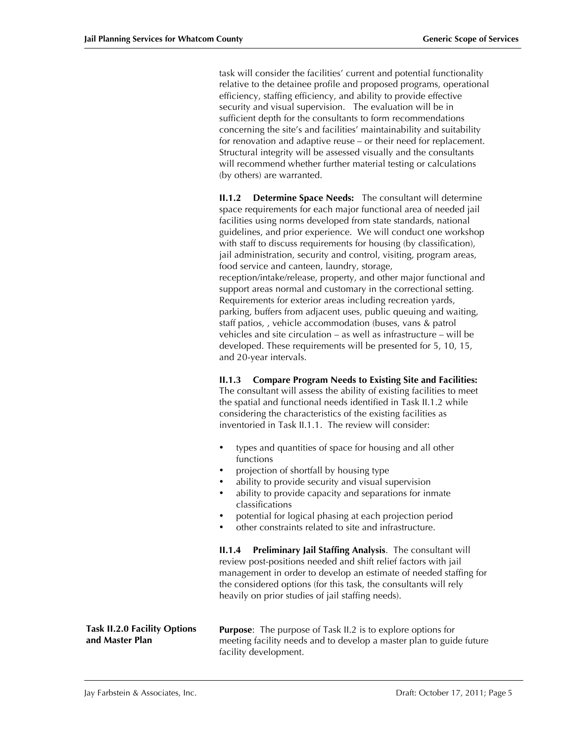task will consider the facilities' current and potential functionality relative to the detainee profile and proposed programs, operational efficiency, staffing efficiency, and ability to provide effective security and visual supervision. The evaluation will be in sufficient depth for the consultants to form recommendations concerning the site's and facilities' maintainability and suitability for renovation and adaptive reuse – or their need for replacement. Structural integrity will be assessed visually and the consultants will recommend whether further material testing or calculations (by others) are warranted.

**II.1.2 Determine Space Needs:** The consultant will determine space requirements for each major functional area of needed jail facilities using norms developed from state standards, national guidelines, and prior experience. We will conduct one workshop with staff to discuss requirements for housing (by classification), jail administration, security and control, visiting, program areas, food service and canteen, laundry, storage, reception/intake/release, property, and other major functional and support areas normal and customary in the correctional setting. Requirements for exterior areas including recreation yards, parking, buffers from adjacent uses, public queuing and waiting, staff patios, , vehicle accommodation (buses, vans & patrol vehicles and site circulation – as well as infrastructure – will be developed. These requirements will be presented for 5, 10, 15, and 20-year intervals.

**II.1.3 Compare Program Needs to Existing Site and Facilities:** The consultant will assess the ability of existing facilities to meet the spatial and functional needs identified in Task II.1.2 while considering the characteristics of the existing facilities as inventoried in Task II.1.1. The review will consider:

- types and quantities of space for housing and all other functions
- projection of shortfall by housing type
- ability to provide security and visual supervision
- ability to provide capacity and separations for inmate classifications
- potential for logical phasing at each projection period
- other constraints related to site and infrastructure.

**II.1.4 Preliminary Jail Staffing Analysis**. The consultant will review post-positions needed and shift relief factors with jail management in order to develop an estimate of needed staffing for the considered options (for this task, the consultants will rely heavily on prior studies of jail staffing needs).

### Task II.2.0 Facility Options and Master Plan

**Purpose**: The purpose of Task II.2 is to explore options for meeting facility needs and to develop a master plan to guide future facility development.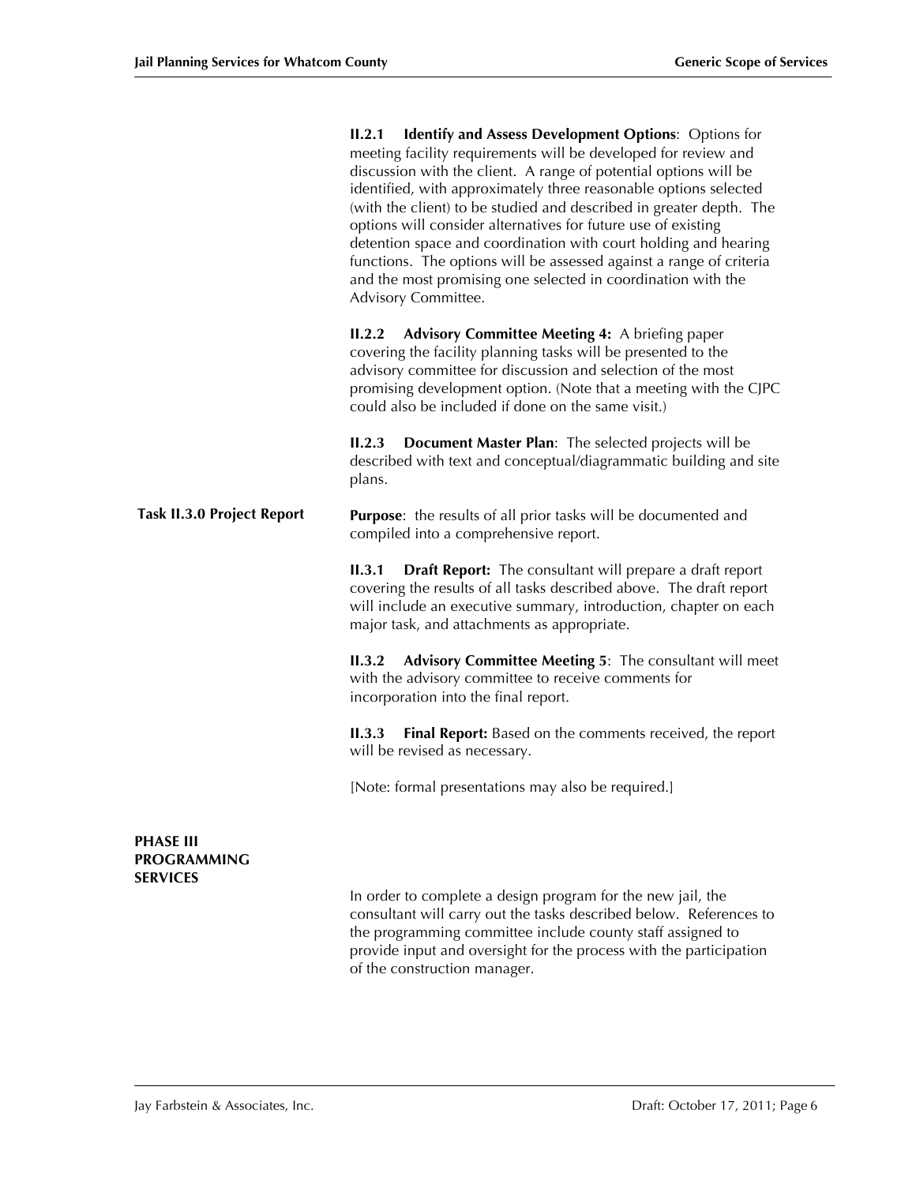**II.2.1 Identify and Assess Development Options**: Options for meeting facility requirements will be developed for review and discussion with the client. A range of potential options will be identified, with approximately three reasonable options selected (with the client) to be studied and described in greater depth. The options will consider alternatives for future use of existing detention space and coordination with court holding and hearing functions. The options will be assessed against a range of criteria and the most promising one selected in coordination with the Advisory Committee.

**II.2.2 Advisory Committee Meeting 4:** A briefing paper covering the facility planning tasks will be presented to the advisory committee for discussion and selection of the most promising development option. (Note that a meeting with the CJPC could also be included if done on the same visit.)

**II.2.3 Document Master Plan**: The selected projects will be described with text and conceptual/diagrammatic building and site plans.

**Task II.3.0 Project Report**

**Purpose**: the results of all prior tasks will be documented and compiled into a comprehensive report.

**II.3.1 Draft Report:** The consultant will prepare a draft report covering the results of all tasks described above. The draft report will include an executive summary, introduction, chapter on each major task, and attachments as appropriate.

**II.3.2 Advisory Committee Meeting 5**: The consultant will meet with the advisory committee to receive comments for incorporation into the final report.

**II.3.3 Final Report:** Based on the comments received, the report will be revised as necessary.

[Note: formal presentations may also be required.]

## PHASE III PROGRAMMING SERVICES

In order to complete a design program for the new jail, the consultant will carry out the tasks described below. References to the programming committee include county staff assigned to provide input and oversight for the process with the participation of the construction manager.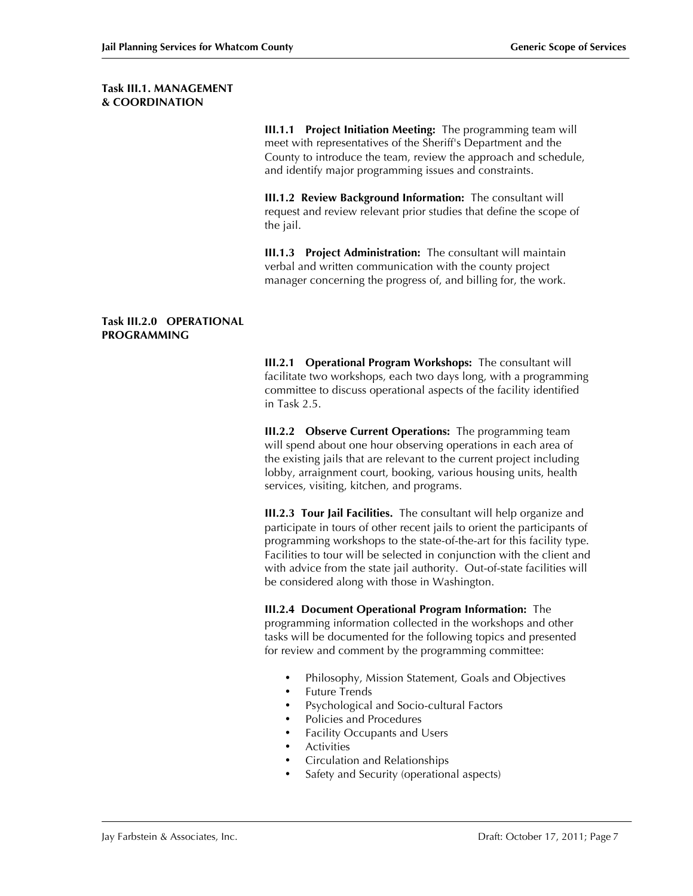### Task III.1. MANAGEMENT & COORDINATION

**III.1.1 Project Initiation Meeting:** The programming team will meet with representatives of the Sheriff's Department and the County to introduce the team, review the approach and schedule, and identify major programming issues and constraints.

**III.1.2 Review Background Information:** The consultant will request and review relevant prior studies that define the scope of the jail.

**III.1.3 Project Administration:** The consultant will maintain verbal and written communication with the county project manager concerning the progress of, and billing for, the work.

### Task III.2.0 OPERATIONAL PROGRAMMING

**III.2.1 Operational Program Workshops:** The consultant will facilitate two workshops, each two days long, with a programming committee to discuss operational aspects of the facility identified in Task 2.5.

**III.2.2 Observe Current Operations:** The programming team will spend about one hour observing operations in each area of the existing jails that are relevant to the current project including lobby, arraignment court, booking, various housing units, health services, visiting, kitchen, and programs.

**III.2.3 Tour Jail Facilities.** The consultant will help organize and participate in tours of other recent jails to orient the participants of programming workshops to the state-of-the-art for this facility type. Facilities to tour will be selected in conjunction with the client and with advice from the state jail authority. Out-of-state facilities will be considered along with those in Washington.

**III.2.4 Document Operational Program Information:** The programming information collected in the workshops and other tasks will be documented for the following topics and presented for review and comment by the programming committee:

- Philosophy, Mission Statement, Goals and Objectives
- Future Trends
- Psychological and Socio-cultural Factors
- Policies and Procedures
- Facility Occupants and Users
- Activities
- Circulation and Relationships
- Safety and Security (operational aspects)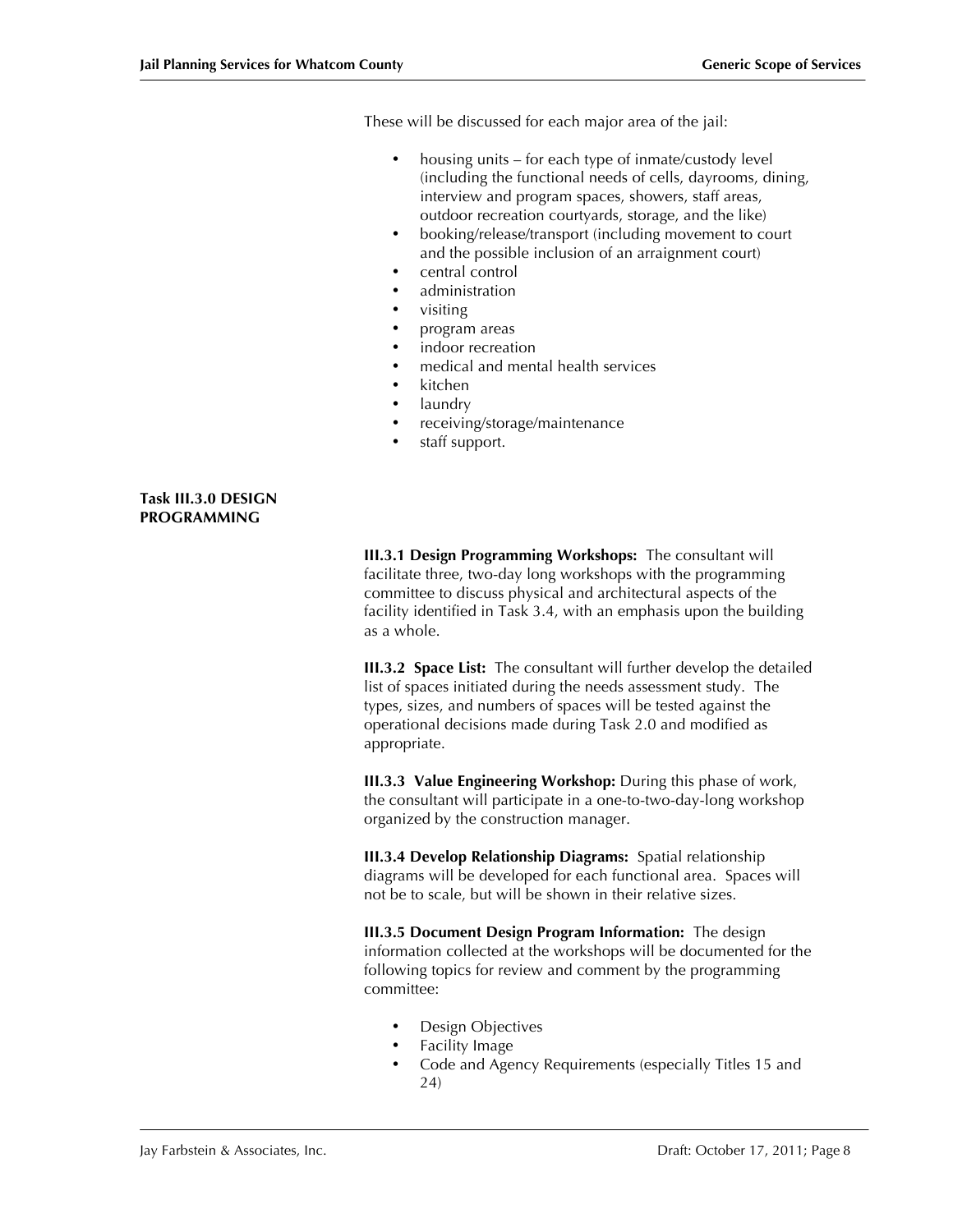These will be discussed for each major area of the jail:

- housing units – for each type of inmate/custody level (including the functional needs of cells, dayrooms, dining, interview and program spaces, showers, staff areas, outdoor recreation courtyards, storage, and the like)
- booking/release/transport (including movement to court and the possible inclusion of an arraignment court)
- central control
- administration
- visiting
- program areas
- indoor recreation
- medical and mental health services
- kitchen
- laundry
- receiving/storage/maintenance
- staff support.

**Task III.3.0 DESIGN PROGRAMMING**

**III.3.1 Design Programming Workshops:** The consultant will facilitate three, two-day long workshops with the programming committee to discuss physical and architectural aspects of the facility identified in Task 3.4, with an emphasis upon the building as a whole.

**III.3.2 Space List:** The consultant will further develop the detailed list of spaces initiated during the needs assessment study. The types, sizes, and numbers of spaces will be tested against the operational decisions made during Task 2.0 and modified as appropriate.

**III.3.3 Value Engineering Workshop:** During this phase of work, the consultant will participate in a one-to-two-day-long workshop organized by the construction manager.

**III.3.4 Develop Relationship Diagrams:** Spatial relationship diagrams will be developed for each functional area. Spaces will not be to scale, but will be shown in their relative sizes.

**III.3.5 Document Design Program Information:** The design information collected at the workshops will be documented for the following topics for review and comment by the programming committee:

- Design Objectives
- Facility Image
- Code and Agency Requirements (especially Titles 15 and 24)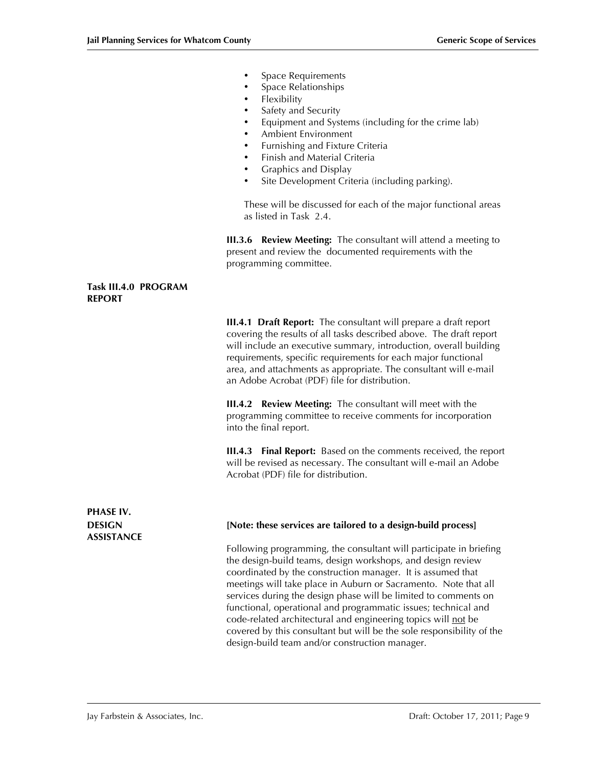- Space Requirements
- Space Relationships
- Flexibility
- Safety and Security
- Equipment and Systems (including for the crime lab)
- Ambient Environment
- Furnishing and Fixture Criteria
- Finish and Material Criteria
- Graphics and Display
- Site Development Criteria (including parking).

These will be discussed for each of the major functional areas as listed in Task 2.4.

**III.3.6 Review Meeting:** The consultant will attend a meeting to present and review the documented requirements with the programming committee.

### Task III.4.0 PROGRAM REPORT

**III.4.1 Draft Report:** The consultant will prepare a draft report covering the results of all tasks described above. The draft report will include an executive summary, introduction, overall building requirements, specific requirements for each major functional area, and attachments as appropriate. The consultant will e-mail an Adobe Acrobat (PDF) file for distribution.

**III.4.2 Review Meeting:** The consultant will meet with the programming committee to receive comments for incorporation into the final report.

**III.4.3 Final Report:** Based on the comments received, the report will be revised as necessary. The consultant will e-mail an Adobe Acrobat (PDF) file for distribution.

## PHASE IV. DESIGN ASSISTANCE

**[Note: these services are tailored to a design-build process]**

Following programming, the consultant will participate in briefing the design-build teams, design workshops, and design review coordinated by the construction manager. It is assumed that meetings will take place in Auburn or Sacramento. Note that all services during the design phase will be limited to comments on functional, operational and programmatic issues; technical and code-related architectural and engineering topics will <u>not</u> be covered by this consultant but will be the sole responsibility of the design-build team and/or construction manager.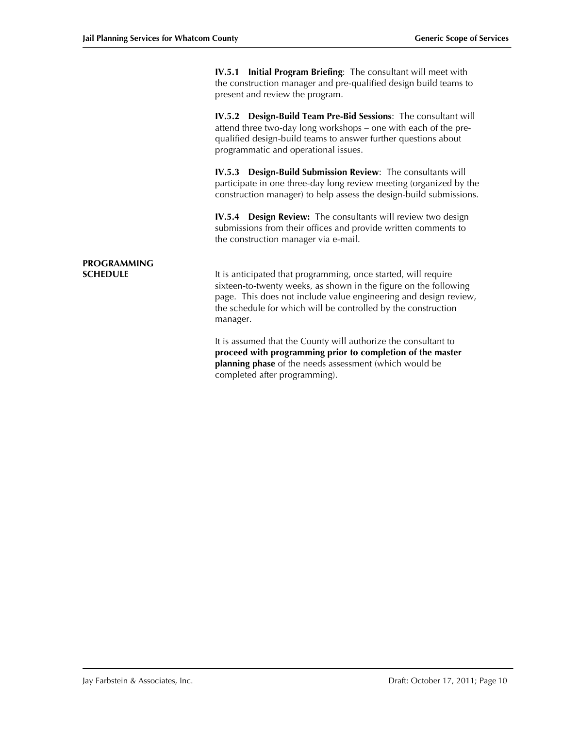**IV.5.1 Initial Program Briefing**: The consultant will meet with the construction manager and pre-qualified design build teams to present and review the program.

**IV.5.2 Design-Build Team Pre-Bid Sessions**: The consultant will attend three two-day long workshops – one with each of the pre-qualified design-build teams to answer further questions about programmatic and operational issues.

**IV.5.3 Design-Build Submission Review**: The consultants will participate in one three-day long review meeting (organized by the construction manager) to help assess the design-build submissions.

**IV.5.4 Design Review:** The consultants will review two design submissions from their offices and provide written comments to the construction manager via e-mail.

## PROGRAMMING SCHEDULE

It is anticipated that programming, once started, will require sixteen-to-twenty weeks, as shown in the figure on the following page. This does not include value engineering and design review, the schedule for which will be controlled by the construction manager.

It is assumed that the County will authorize the consultant to **proceed with programming prior to completion of the master planning phase** of the needs assessment (which would be completed after programming).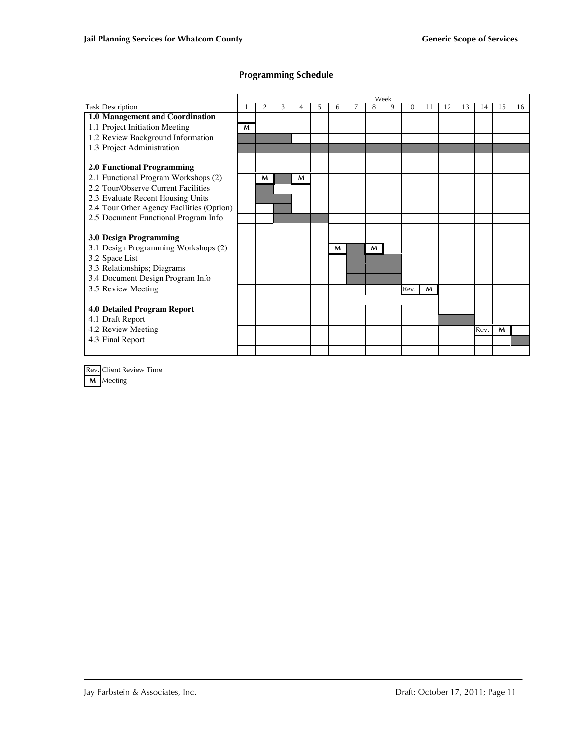## Programming Schedule

| Task Description | Week 1 | 2 | 3 | 4 | 5 | 6 | 7 | 8 | 9 | 10 | 11 | 12 | 13 | 14 | 15 | 16 |
|---|---|---|---|---|---|---|---|---|---|---|---|---|---|---|---|---|
| **1.0 Management and Coordination** | | | | | | | | | | | | | | | | |
| 1.1 Project Initiation Meeting | M | | | | | | | | | | | | | | | |
| 1.2 Review Background Information | ■ | ■ | ■ | | | | | | | | | | | | | |
| 1.3 Project Administration | ■ | ■ | ■ | ■ | ■ | ■ | ■ | ■ | ■ | ■ | ■ | ■ | ■ | ■ | ■ | ■ |
| **2.0 Functional Programming** | | | | | | | | | | | | | | | | |
| 2.1 Functional Program Workshops (2) | | M | ■ | M | | | | | | | | | | | | |
| 2.2 Tour/Observe Current Facilities | | ■ | | | | | | | | | | | | | | |
| 2.3 Evaluate Recent Housing Units | | ■ | ■ | | | | | | | | | | | | | |
| 2.4 Tour Other Agency Facilities (Option) | | | ■ | | | | | | | | | | | | | |
| 2.5 Document Functional Program Info | | | ■ | ■ | ■ | | | | | | | | | | | |
| **3.0 Design Programming** | | | | | | | | | | | | | | | | |
| 3.1 Design Programming Workshops (2) | | | | | | M | ■ | M | | | | | | | | |
| 3.2 Space List | | | | | | | ■ | ■ | ■ | | | | | | | |
| 3.3 Relationships; Diagrams | | | | | | | ■ | ■ | ■ | | | | | | | |
| 3.4 Document Design Program Info | | | | | | | ■ | ■ | ■ | | | | | | | |
| 3.5 Review Meeting | | | | | | | | | | Rev. | M | | | | | |
| **4.0 Detailed Program Report** | | | | | | | | | | | | | | | | |
| 4.1 Draft Report | | | | | | | | | | | | ■ | ■ | | | |
| 4.2 Review Meeting | | | | | | | | | | | | | | Rev. | M | |
| 4.3 Final Report | | | | | | | | | | | | | | | | ■ |

Rev. Client Review Time

M Meeting